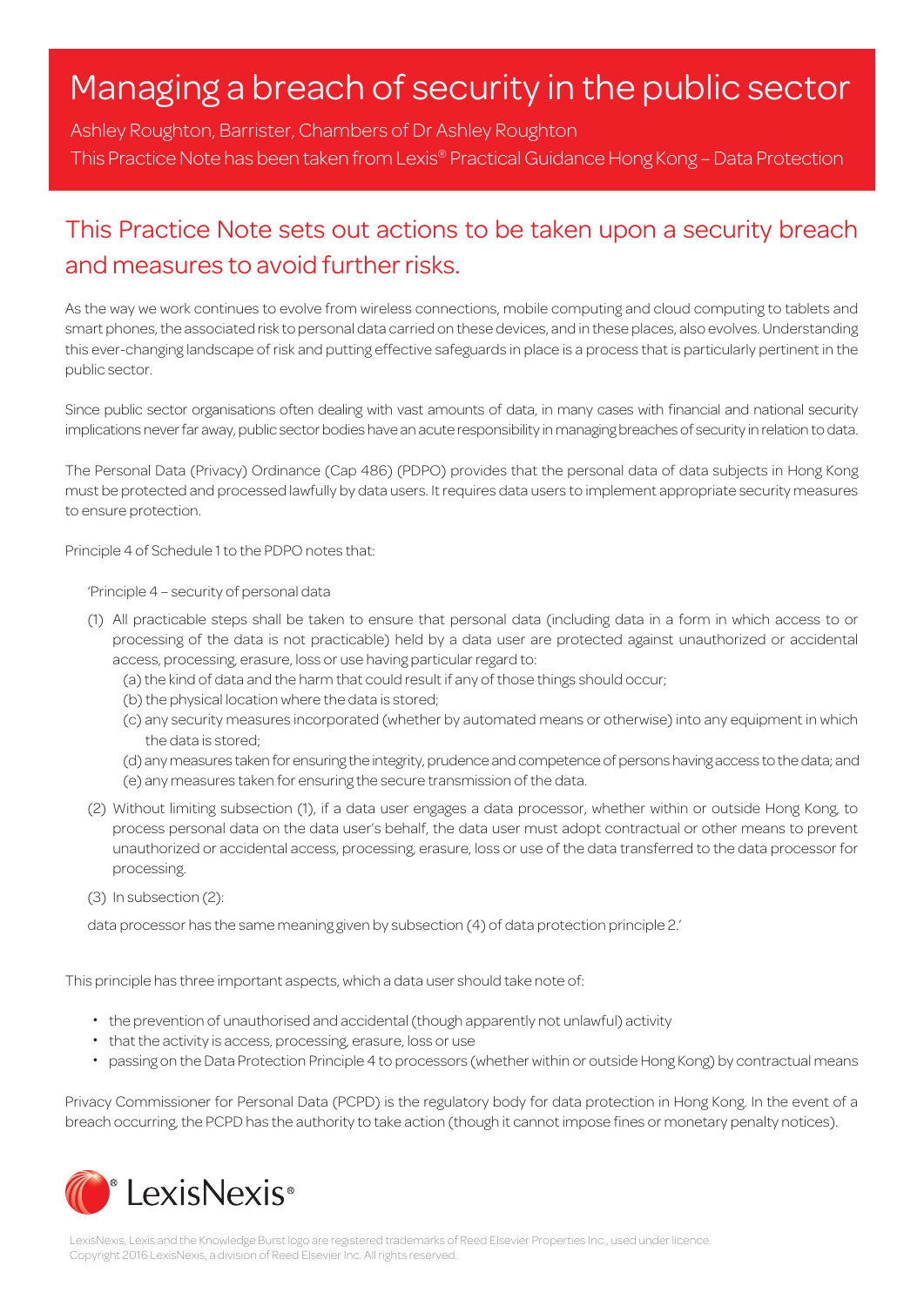# Managing a breach of security in the public sector

Ashley Roughton, Barrister, Chambers of Dr Ashley Roughton

This Practice Note has been taken from Lexis® Practical Guidance Hong Kong – Data Protection

## This Practice Note sets out actions to be taken upon a security breach and measures to avoid further risks.

As the way we work continues to evolve from wireless connections, mobile computing and cloud computing to tablets and smart phones, the associated risk to personal data carried on these devices, and in these places, also evolves. Understanding this ever-changing landscape of risk and putting effective safeguards in place is a process that is particularly pertinent in the public sector.

Since public sector organisations often dealing with vast amounts of data, in many cases with financial and national security implications never far away, public sector bodies have an acute responsibility in managing breaches of security in relation to data.

The Personal Data (Privacy) Ordinance (Cap 486) (PDPO) provides that the personal data of data subjects in Hong Kong must be protected and processed lawfully by data users. It requires data users to implement appropriate security measures to ensure protection.

Principle 4 of Schedule 1 to the PDPO notes that:

> 'Principle 4 – security of personal data
>
> (1) All practicable steps shall be taken to ensure that personal data (including data in a form in which access to or processing of the data is not practicable) held by a data user are protected against unauthorized or accidental access, processing, erasure, loss or use having particular regard to:
>    (a) the kind of data and the harm that could result if any of those things should occur;
>    (b) the physical location where the data is stored;
>    (c) any security measures incorporated (whether by automated means or otherwise) into any equipment in which the data is stored;
>    (d) any measures taken for ensuring the integrity, prudence and competence of persons having access to the data; and
>    (e) any measures taken for ensuring the secure transmission of the data.
>
> (2) Without limiting subsection (1), if a data user engages a data processor, whether within or outside Hong Kong, to process personal data on the data user's behalf, the data user must adopt contractual or other means to prevent unauthorized or accidental access, processing, erasure, loss or use of the data transferred to the data processor for processing.
>
> (3) In subsection (2):
>
> data processor has the same meaning given by subsection (4) of data protection principle 2.'

This principle has three important aspects, which a data user should take note of:

- the prevention of unauthorised and accidental (though apparently not unlawful) activity
- that the activity is access, processing, erasure, loss or use
- passing on the Data Protection Principle 4 to processors (whether within or outside Hong Kong) by contractual means

Privacy Commissioner for Personal Data (PCPD) is the regulatory body for data protection in Hong Kong. In the event of a breach occurring, the PCPD has the authority to take action (though it cannot impose fines or monetary penalty notices).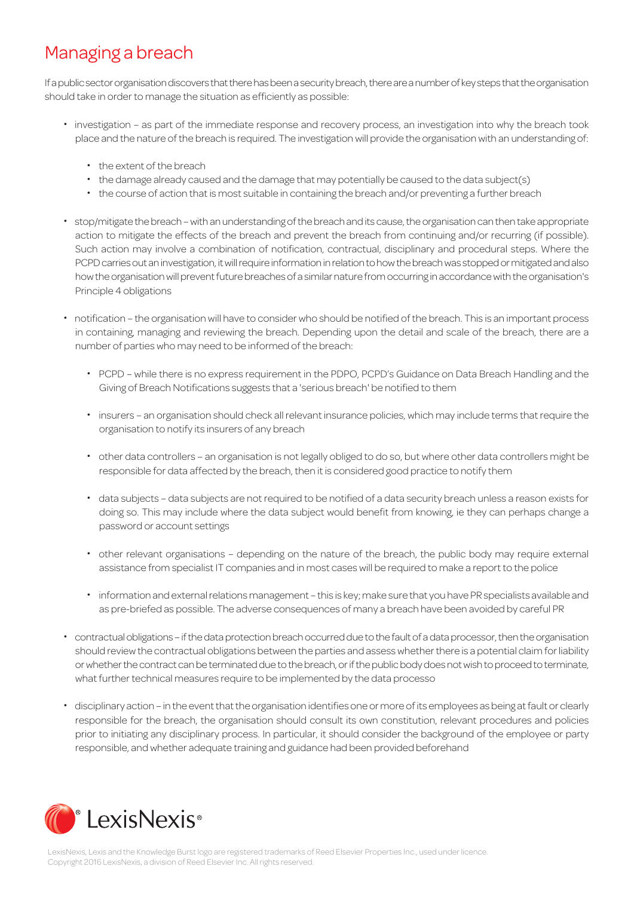## Managing a breach

If a public sector organisation discovers that there has been a security breach, there are a number of key steps that the organisation should take in order to manage the situation as efficiently as possible:

- investigation – as part of the immediate response and recovery process, an investigation into why the breach took place and the nature of the breach is required. The investigation will provide the organisation with an understanding of:
  - the extent of the breach
  - the damage already caused and the damage that may potentially be caused to the data subject(s)
  - the course of action that is most suitable in containing the breach and/or preventing a further breach
- stop/mitigate the breach – with an understanding of the breach and its cause, the organisation can then take appropriate action to mitigate the effects of the breach and prevent the breach from continuing and/or recurring (if possible). Such action may involve a combination of notification, contractual, disciplinary and procedural steps. Where the PCPD carries out an investigation, it will require information in relation to how the breach was stopped or mitigated and also how the organisation will prevent future breaches of a similar nature from occurring in accordance with the organisation's Principle 4 obligations
- notification – the organisation will have to consider who should be notified of the breach. This is an important process in containing, managing and reviewing the breach. Depending upon the detail and scale of the breach, there are a number of parties who may need to be informed of the breach:
  - PCPD – while there is no express requirement in the PDPO, PCPD's Guidance on Data Breach Handling and the Giving of Breach Notifications suggests that a 'serious breach' be notified to them
  - insurers – an organisation should check all relevant insurance policies, which may include terms that require the organisation to notify its insurers of any breach
  - other data controllers – an organisation is not legally obliged to do so, but where other data controllers might be responsible for data affected by the breach, then it is considered good practice to notify them
  - data subjects – data subjects are not required to be notified of a data security breach unless a reason exists for doing so. This may include where the data subject would benefit from knowing, ie they can perhaps change a password or account settings
  - other relevant organisations – depending on the nature of the breach, the public body may require external assistance from specialist IT companies and in most cases will be required to make a report to the police
  - information and external relations management – this is key; make sure that you have PR specialists available and as pre-briefed as possible. The adverse consequences of many a breach have been avoided by careful PR
- contractual obligations – if the data protection breach occurred due to the fault of a data processor, then the organisation should review the contractual obligations between the parties and assess whether there is a potential claim for liability or whether the contract can be terminated due to the breach, or if the public body does not wish to proceed to terminate, what further technical measures require to be implemented by the data processo
- disciplinary action – in the event that the organisation identifies one or more of its employees as being at fault or clearly responsible for the breach, the organisation should consult its own constitution, relevant procedures and policies prior to initiating any disciplinary process. In particular, it should consider the background of the employee or party responsible, and whether adequate training and guidance had been provided beforehand

LexisNexis

LexisNexis, Lexis and the Knowledge Burst logo are registered trademarks of Reed Elsevier Properties Inc., used under licence.
Copyright 2016 LexisNexis, a division of Reed Elsevier Inc. All rights reserved.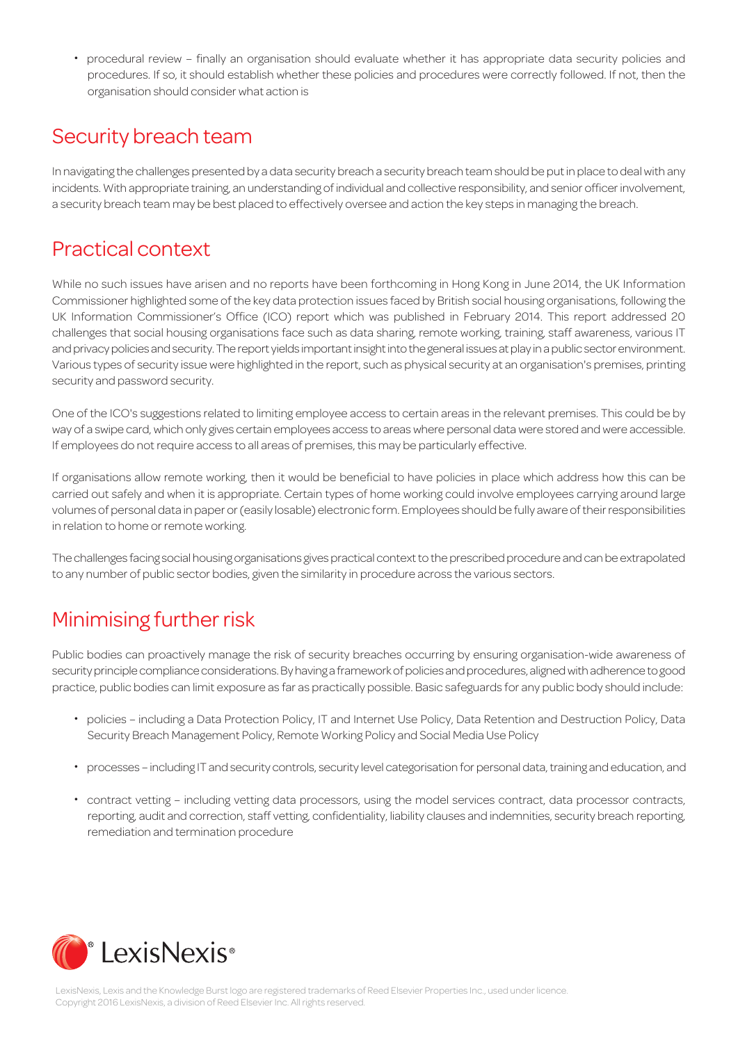- procedural review – finally an organisation should evaluate whether it has appropriate data security policies and procedures. If so, it should establish whether these policies and procedures were correctly followed. If not, then the organisation should consider what action is

## Security breach team

In navigating the challenges presented by a data security breach a security breach team should be put in place to deal with any incidents. With appropriate training, an understanding of individual and collective responsibility, and senior officer involvement, a security breach team may be best placed to effectively oversee and action the key steps in managing the breach.

## Practical context

While no such issues have arisen and no reports have been forthcoming in Hong Kong in June 2014, the UK Information Commissioner highlighted some of the key data protection issues faced by British social housing organisations, following the UK Information Commissioner's Office (ICO) report which was published in February 2014. This report addressed 20 challenges that social housing organisations face such as data sharing, remote working, training, staff awareness, various IT and privacy policies and security. The report yields important insight into the general issues at play in a public sector environment. Various types of security issue were highlighted in the report, such as physical security at an organisation's premises, printing security and password security.

One of the ICO's suggestions related to limiting employee access to certain areas in the relevant premises. This could be by way of a swipe card, which only gives certain employees access to areas where personal data were stored and were accessible. If employees do not require access to all areas of premises, this may be particularly effective.

If organisations allow remote working, then it would be beneficial to have policies in place which address how this can be carried out safely and when it is appropriate. Certain types of home working could involve employees carrying around large volumes of personal data in paper or (easily losable) electronic form. Employees should be fully aware of their responsibilities in relation to home or remote working.

The challenges facing social housing organisations gives practical context to the prescribed procedure and can be extrapolated to any number of public sector bodies, given the similarity in procedure across the various sectors.

## Minimising further risk

Public bodies can proactively manage the risk of security breaches occurring by ensuring organisation-wide awareness of security principle compliance considerations. By having a framework of policies and procedures, aligned with adherence to good practice, public bodies can limit exposure as far as practically possible. Basic safeguards for any public body should include:

- policies – including a Data Protection Policy, IT and Internet Use Policy, Data Retention and Destruction Policy, Data Security Breach Management Policy, Remote Working Policy and Social Media Use Policy

- processes – including IT and security controls, security level categorisation for personal data, training and education, and

- contract vetting – including vetting data processors, using the model services contract, data processor contracts, reporting, audit and correction, staff vetting, confidentiality, liability clauses and indemnities, security breach reporting, remediation and termination procedure

LexisNexis, Lexis and the Knowledge Burst logo are registered trademarks of Reed Elsevier Properties Inc., used under licence.
Copyright 2016 LexisNexis, a division of Reed Elsevier Inc. All rights reserved.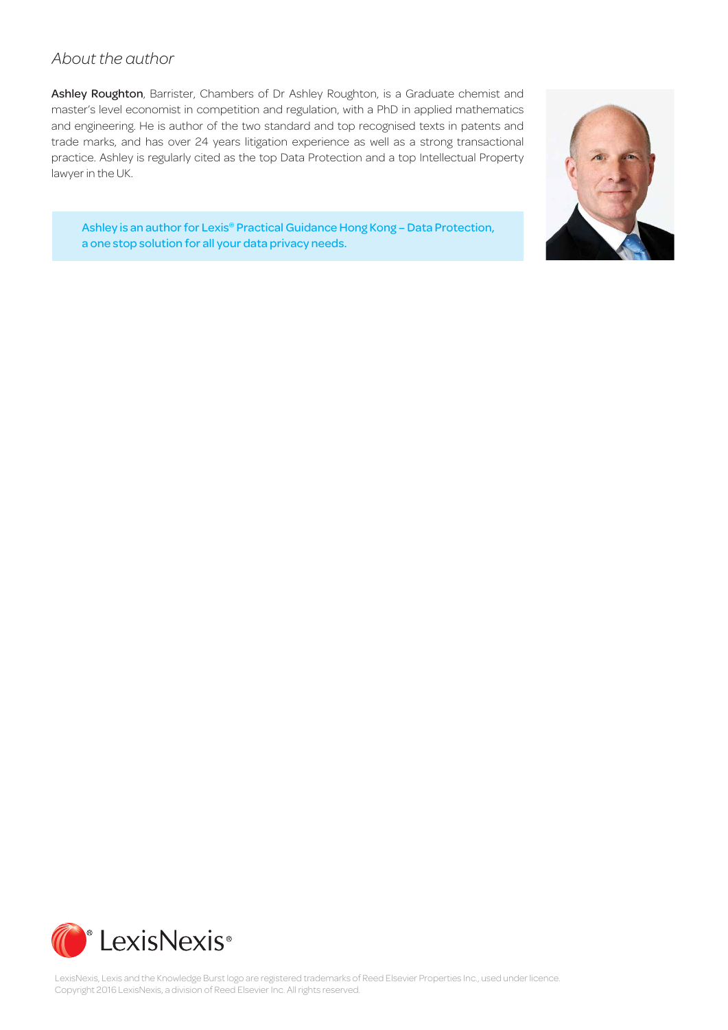*About the author*

**Ashley Roughton**, Barrister, Chambers of Dr Ashley Roughton, is a Graduate chemist and master's level economist in competition and regulation, with a PhD in applied mathematics and engineering. He is author of the two standard and top recognised texts in patents and trade marks, and has over 24 years litigation experience as well as a strong transactional practice. Ashley is regularly cited as the top Data Protection and a top Intellectual Property lawyer in the UK.

Ashley is an author for Lexis® Practical Guidance Hong Kong – Data Protection, a one stop solution for all your data privacy needs.

LexisNexis®

LexisNexis, Lexis and the Knowledge Burst logo are registered trademarks of Reed Elsevier Properties Inc., used under licence.
Copyright 2016 LexisNexis, a division of Reed Elsevier Inc. All rights reserved.